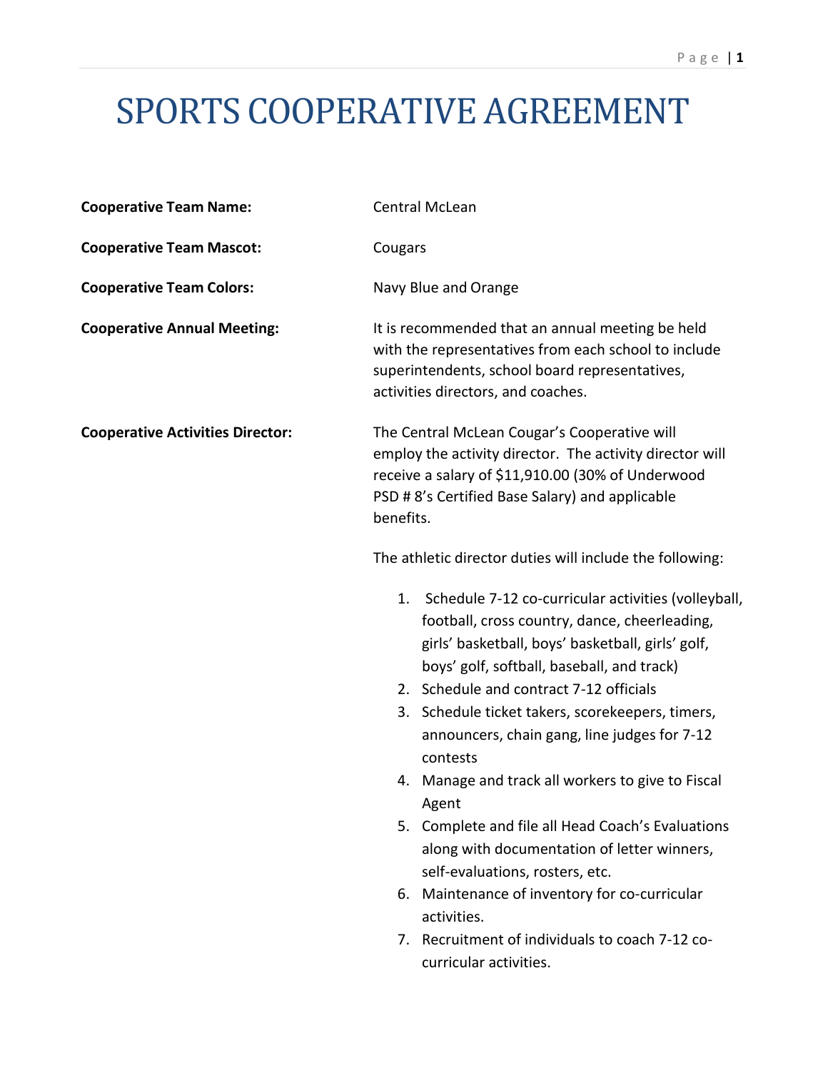# SPORTS COOPERATIVE AGREEMENT

**Cooperative Team Name:** Central McLean

**Cooperative Team Mascot:** Cougars

**Cooperative Team Colors:** Navy Blue and Orange

**Cooperative Annual Meeting:** It is recommended that an annual meeting be held with the representatives from each school to include superintendents, school board representatives, activities directors, and coaches.

**Cooperative Activities Director:** The Central McLean Cougar's Cooperative will employ the activity director. The activity director will receive a salary of $11,910.00 (30% of Underwood PSD # 8's Certified Base Salary) and applicable benefits.

The athletic director duties will include the following:

1. Schedule 7-12 co-curricular activities (volleyball, football, cross country, dance, cheerleading, girls' basketball, boys' basketball, girls' golf, boys' golf, softball, baseball, and track)
2. Schedule and contract 7-12 officials
3. Schedule ticket takers, scorekeepers, timers, announcers, chain gang, line judges for 7-12 contests
4. Manage and track all workers to give to Fiscal Agent
5. Complete and file all Head Coach's Evaluations along with documentation of letter winners, self-evaluations, rosters, etc.
6. Maintenance of inventory for co-curricular activities.
7. Recruitment of individuals to coach 7-12 co-curricular activities.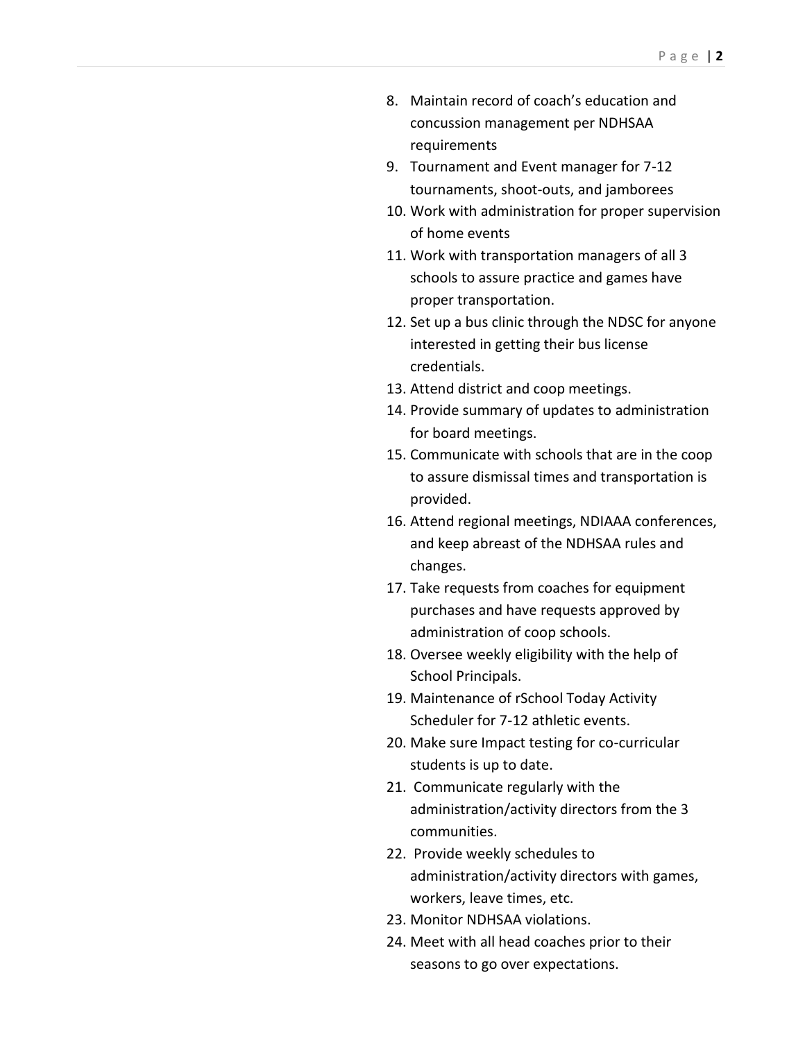8. Maintain record of coach's education and concussion management per NDHSAA requirements
9. Tournament and Event manager for 7-12 tournaments, shoot-outs, and jamborees
10. Work with administration for proper supervision of home events
11. Work with transportation managers of all 3 schools to assure practice and games have proper transportation.
12. Set up a bus clinic through the NDSC for anyone interested in getting their bus license credentials.
13. Attend district and coop meetings.
14. Provide summary of updates to administration for board meetings.
15. Communicate with schools that are in the coop to assure dismissal times and transportation is provided.
16. Attend regional meetings, NDIAAA conferences, and keep abreast of the NDHSAA rules and changes.
17. Take requests from coaches for equipment purchases and have requests approved by administration of coop schools.
18. Oversee weekly eligibility with the help of School Principals.
19. Maintenance of rSchool Today Activity Scheduler for 7-12 athletic events.
20. Make sure Impact testing for co-curricular students is up to date.
21. Communicate regularly with the administration/activity directors from the 3 communities.
22. Provide weekly schedules to administration/activity directors with games, workers, leave times, etc.
23. Monitor NDHSAA violations.
24. Meet with all head coaches prior to their seasons to go over expectations.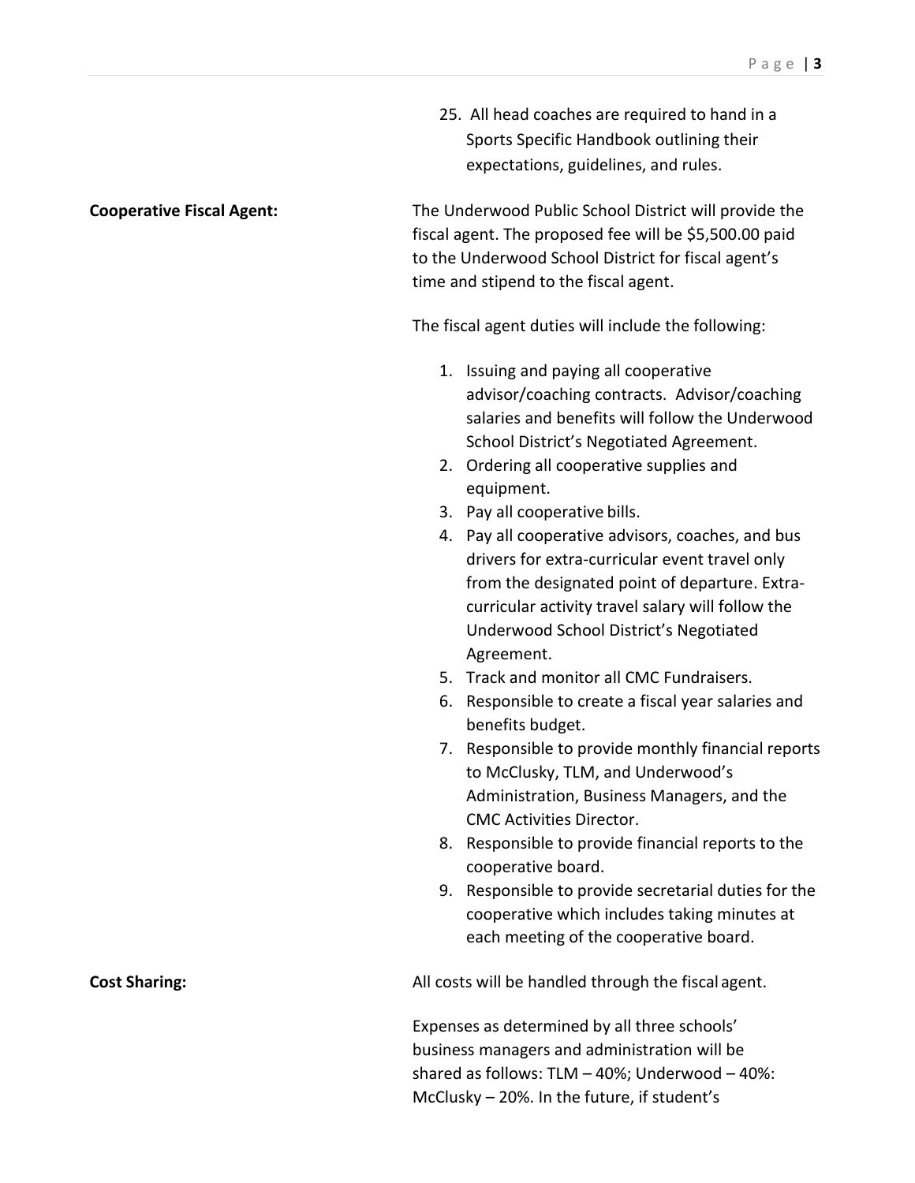25. All head coaches are required to hand in a Sports Specific Handbook outlining their expectations, guidelines, and rules.

**Cooperative Fiscal Agent:**

The Underwood Public School District will provide the fiscal agent. The proposed fee will be $5,500.00 paid to the Underwood School District for fiscal agent's time and stipend to the fiscal agent.

The fiscal agent duties will include the following:

1. Issuing and paying all cooperative advisor/coaching contracts. Advisor/coaching salaries and benefits will follow the Underwood School District's Negotiated Agreement.
2. Ordering all cooperative supplies and equipment.
3. Pay all cooperative bills.
4. Pay all cooperative advisors, coaches, and bus drivers for extra-curricular event travel only from the designated point of departure. Extra-curricular activity travel salary will follow the Underwood School District's Negotiated Agreement.
5. Track and monitor all CMC Fundraisers.
6. Responsible to create a fiscal year salaries and benefits budget.
7. Responsible to provide monthly financial reports to McClusky, TLM, and Underwood's Administration, Business Managers, and the CMC Activities Director.
8. Responsible to provide financial reports to the cooperative board.
9. Responsible to provide secretarial duties for the cooperative which includes taking minutes at each meeting of the cooperative board.

**Cost Sharing:**

All costs will be handled through the fiscal agent.

Expenses as determined by all three schools' business managers and administration will be shared as follows: TLM – 40%; Underwood – 40%: McClusky – 20%. In the future, if student's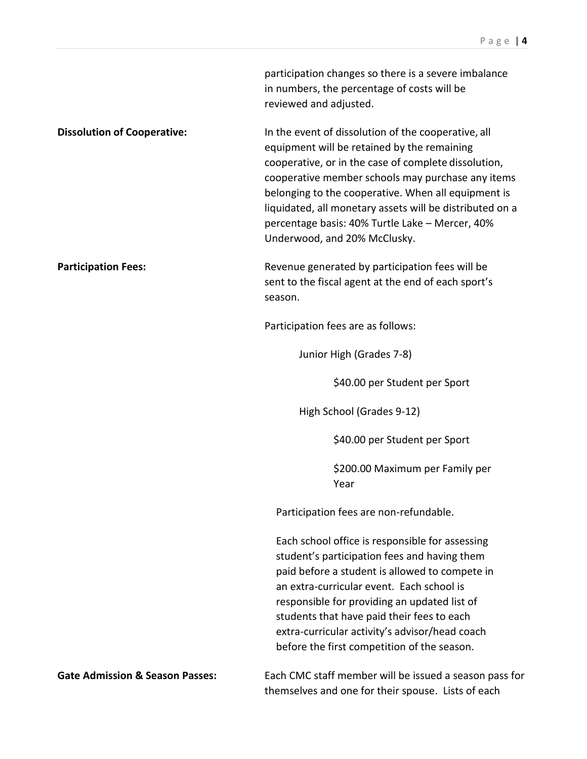participation changes so there is a severe imbalance in numbers, the percentage of costs will be reviewed and adjusted.

**Dissolution of Cooperative:**

In the event of dissolution of the cooperative, all equipment will be retained by the remaining cooperative, or in the case of complete dissolution, cooperative member schools may purchase any items belonging to the cooperative. When all equipment is liquidated, all monetary assets will be distributed on a percentage basis: 40% Turtle Lake – Mercer, 40% Underwood, and 20% McClusky.

**Participation Fees:**

Revenue generated by participation fees will be sent to the fiscal agent at the end of each sport's season.

Participation fees are as follows:

Junior High (Grades 7-8)

- $40.00 per Student per Sport

High School (Grades 9-12)

- $40.00 per Student per Sport
- $200.00 Maximum per Family per Year

Participation fees are non-refundable.

Each school office is responsible for assessing student's participation fees and having them paid before a student is allowed to compete in an extra-curricular event. Each school is responsible for providing an updated list of students that have paid their fees to each extra-curricular activity's advisor/head coach before the first competition of the season.

**Gate Admission & Season Passes:**

Each CMC staff member will be issued a season pass for themselves and one for their spouse. Lists of each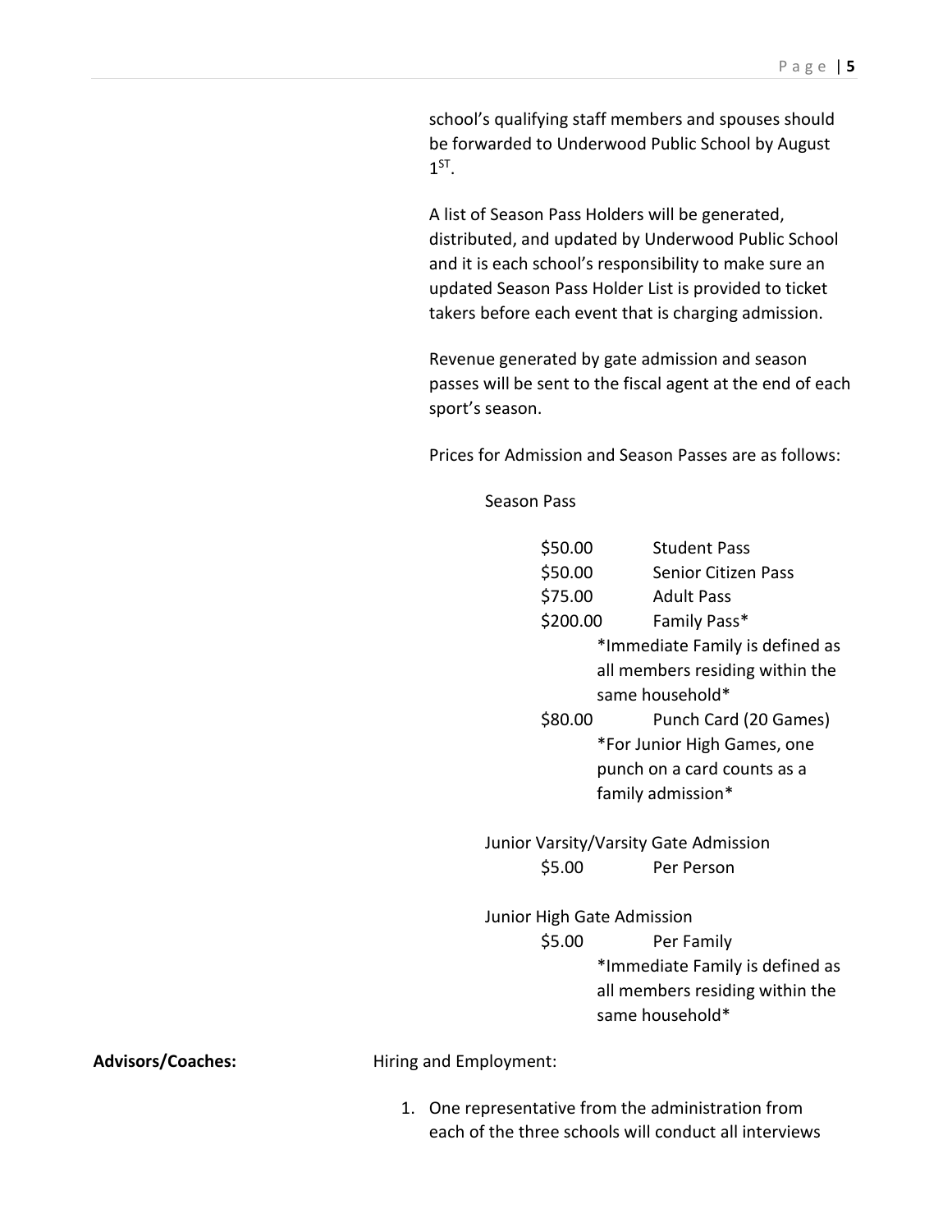school's qualifying staff members and spouses should be forwarded to Underwood Public School by August 1ST.

A list of Season Pass Holders will be generated, distributed, and updated by Underwood Public School and it is each school's responsibility to make sure an updated Season Pass Holder List is provided to ticket takers before each event that is charging admission.

Revenue generated by gate admission and season passes will be sent to the fiscal agent at the end of each sport's season.

Prices for Admission and Season Passes are as follows:

Season Pass

| | |
|---|---|
| $50.00 | Student Pass |
| $50.00 | Senior Citizen Pass |
| $75.00 | Adult Pass |
| $200.00 | Family Pass* |

*Immediate Family is defined as all members residing within the same household*

| | |
|---|---|
| $80.00 | Punch Card (20 Games) |

*For Junior High Games, one punch on a card counts as a family admission*

Junior Varsity/Varsity Gate Admission

| | |
|---|---|
| $5.00 | Per Person |

Junior High Gate Admission

| | |
|---|---|
| $5.00 | Per Family |

*Immediate Family is defined as all members residing within the same household*

**Advisors/Coaches:**

Hiring and Employment:

1. One representative from the administration from each of the three schools will conduct all interviews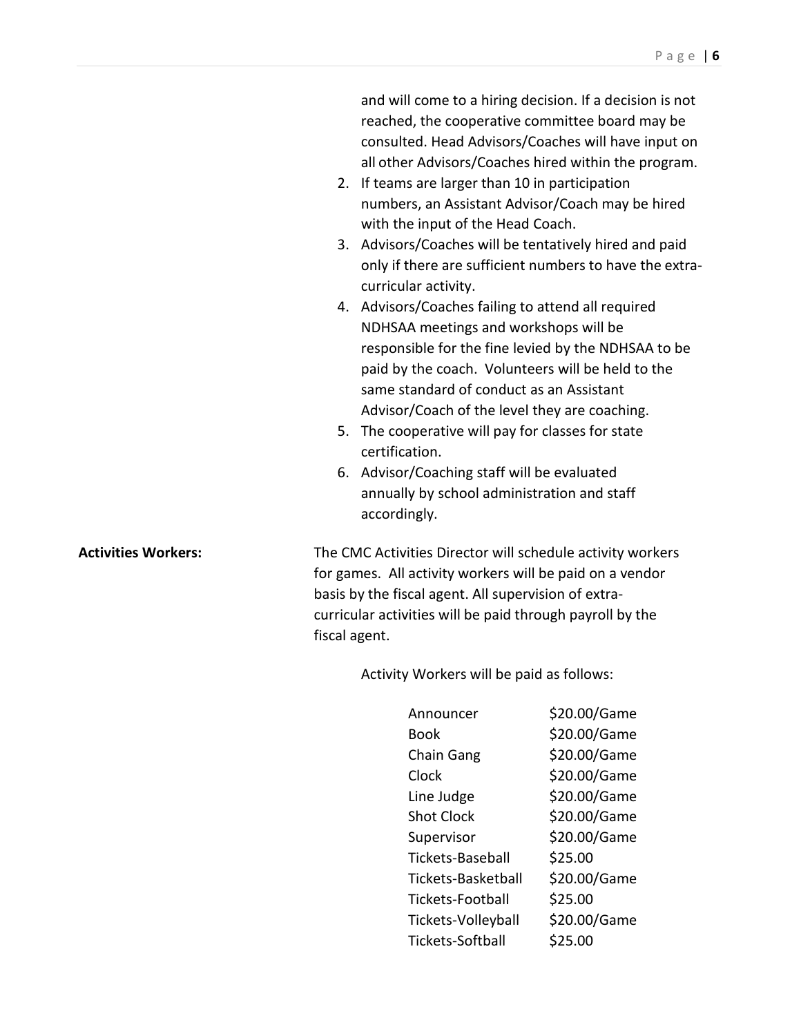and will come to a hiring decision. If a decision is not reached, the cooperative committee board may be consulted. Head Advisors/Coaches will have input on all other Advisors/Coaches hired within the program.

2. If teams are larger than 10 in participation numbers, an Assistant Advisor/Coach may be hired with the input of the Head Coach.
3. Advisors/Coaches will be tentatively hired and paid only if there are sufficient numbers to have the extra-curricular activity.
4. Advisors/Coaches failing to attend all required NDHSAA meetings and workshops will be responsible for the fine levied by the NDHSAA to be paid by the coach. Volunteers will be held to the same standard of conduct as an Assistant Advisor/Coach of the level they are coaching.
5. The cooperative will pay for classes for state certification.
6. Advisor/Coaching staff will be evaluated annually by school administration and staff accordingly.

**Activities Workers:**

The CMC Activities Director will schedule activity workers for games. All activity workers will be paid on a vendor basis by the fiscal agent. All supervision of extra-curricular activities will be paid through payroll by the fiscal agent.

Activity Workers will be paid as follows:

| Position | Pay |
|---|---|
| Announcer | $20.00/Game |
| Book | $20.00/Game |
| Chain Gang | $20.00/Game |
| Clock | $20.00/Game |
| Line Judge | $20.00/Game |
| Shot Clock | $20.00/Game |
| Supervisor | $20.00/Game |
| Tickets-Baseball | $25.00 |
| Tickets-Basketball | $20.00/Game |
| Tickets-Football | $25.00 |
| Tickets-Volleyball | $20.00/Game |
| Tickets-Softball | $25.00 |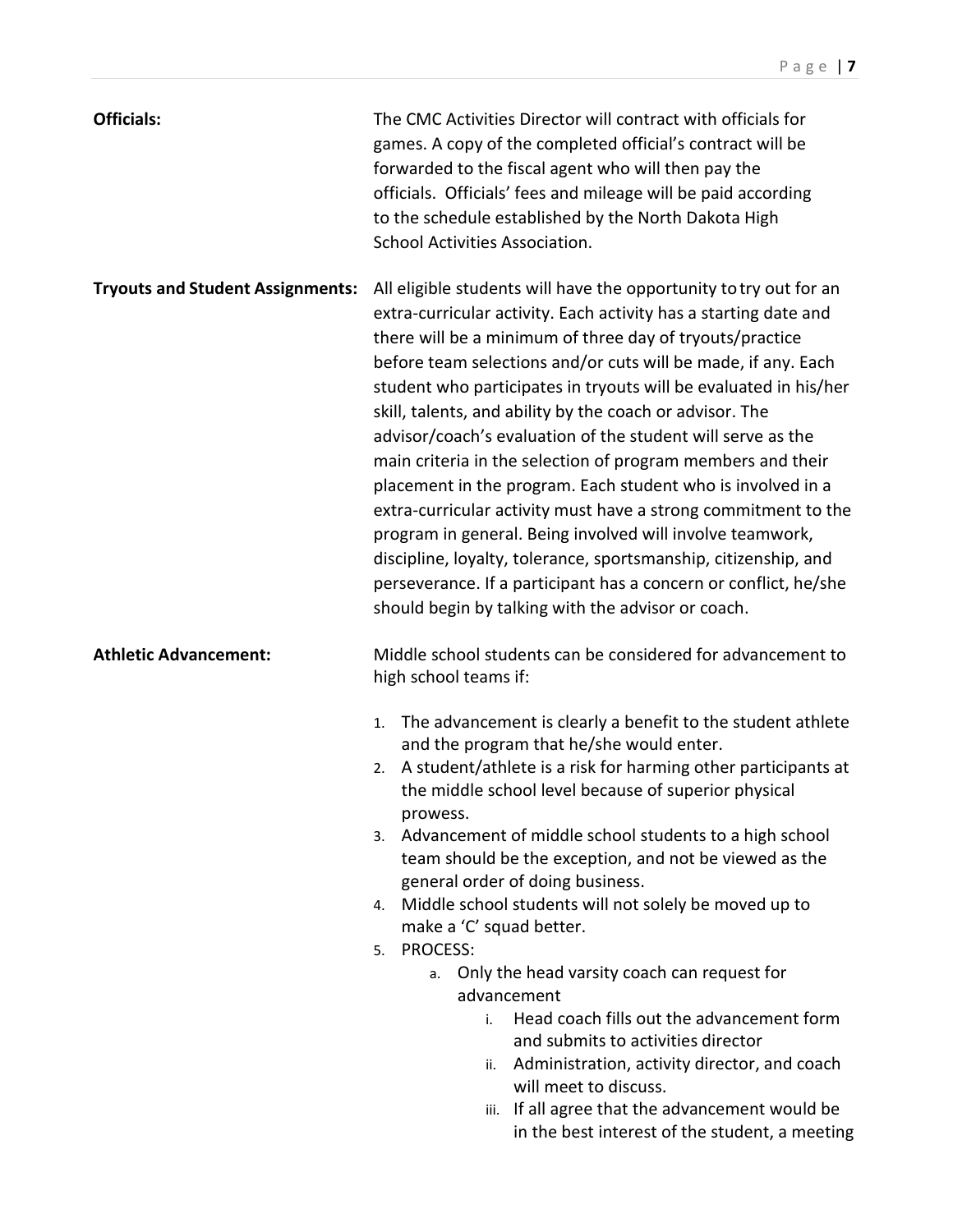**Officials:** The CMC Activities Director will contract with officials for games. A copy of the completed official's contract will be forwarded to the fiscal agent who will then pay the officials. Officials' fees and mileage will be paid according to the schedule established by the North Dakota High School Activities Association.

**Tryouts and Student Assignments:** All eligible students will have the opportunity to try out for an extra-curricular activity. Each activity has a starting date and there will be a minimum of three day of tryouts/practice before team selections and/or cuts will be made, if any. Each student who participates in tryouts will be evaluated in his/her skill, talents, and ability by the coach or advisor. The advisor/coach's evaluation of the student will serve as the main criteria in the selection of program members and their placement in the program. Each student who is involved in a extra-curricular activity must have a strong commitment to the program in general. Being involved will involve teamwork, discipline, loyalty, tolerance, sportsmanship, citizenship, and perseverance. If a participant has a concern or conflict, he/she should begin by talking with the advisor or coach.

**Athletic Advancement:** Middle school students can be considered for advancement to high school teams if:

1. The advancement is clearly a benefit to the student athlete and the program that he/she would enter.
2. A student/athlete is a risk for harming other participants at the middle school level because of superior physical prowess.
3. Advancement of middle school students to a high school team should be the exception, and not be viewed as the general order of doing business.
4. Middle school students will not solely be moved up to make a 'C' squad better.
5. PROCESS:
    a. Only the head varsity coach can request for advancement
        i. Head coach fills out the advancement form and submits to activities director
        ii. Administration, activity director, and coach will meet to discuss.
        iii. If all agree that the advancement would be in the best interest of the student, a meeting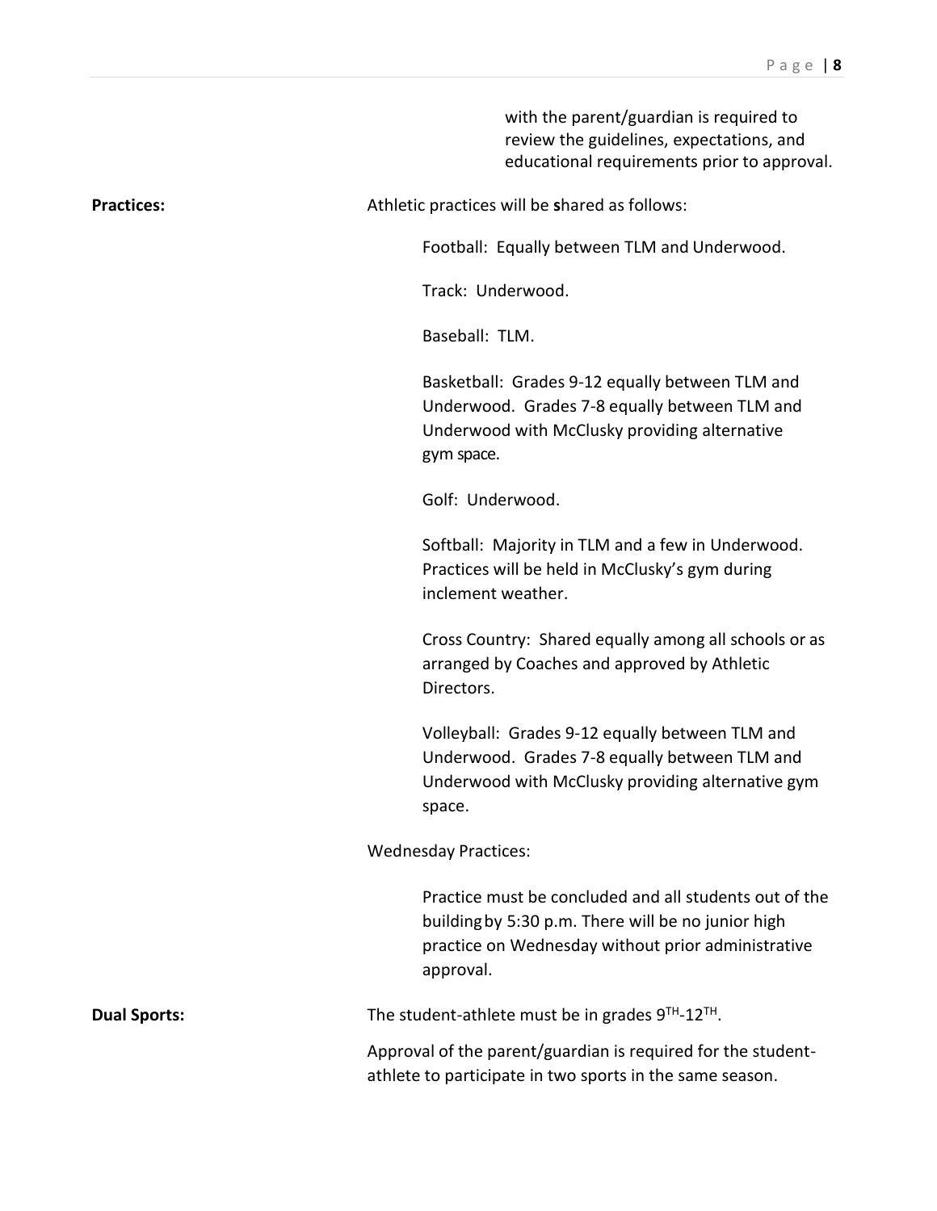with the parent/guardian is required to review the guidelines, expectations, and educational requirements prior to approval.

**Practices:** Athletic practices will be **s**hared as follows:

Football: Equally between TLM and Underwood.

Track: Underwood.

Baseball: TLM.

Basketball: Grades 9-12 equally between TLM and Underwood. Grades 7-8 equally between TLM and Underwood with McClusky providing alternative gym space.

Golf: Underwood.

Softball: Majority in TLM and a few in Underwood. Practices will be held in McClusky's gym during inclement weather.

Cross Country: Shared equally among all schools or as arranged by Coaches and approved by Athletic Directors.

Volleyball: Grades 9-12 equally between TLM and Underwood. Grades 7-8 equally between TLM and Underwood with McClusky providing alternative gym space.

Wednesday Practices:

Practice must be concluded and all students out of the building by 5:30 p.m. There will be no junior high practice on Wednesday without prior administrative approval.

**Dual Sports:** The student-athlete must be in grades 9TH-12TH.

Approval of the parent/guardian is required for the student-athlete to participate in two sports in the same season.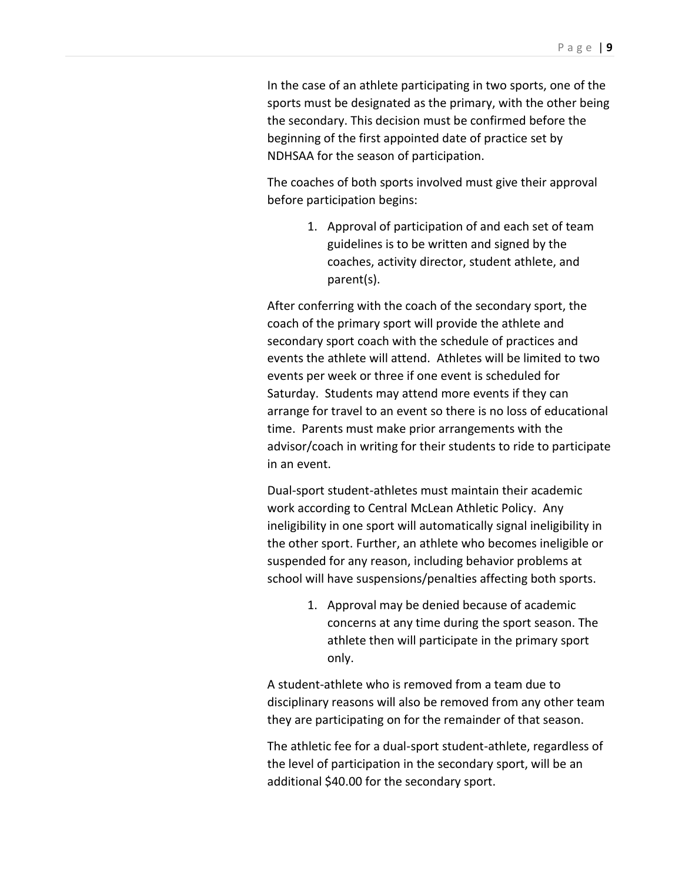In the case of an athlete participating in two sports, one of the sports must be designated as the primary, with the other being the secondary. This decision must be confirmed before the beginning of the first appointed date of practice set by NDHSAA for the season of participation.

The coaches of both sports involved must give their approval before participation begins:

1. Approval of participation of and each set of team guidelines is to be written and signed by the coaches, activity director, student athlete, and parent(s).

After conferring with the coach of the secondary sport, the coach of the primary sport will provide the athlete and secondary sport coach with the schedule of practices and events the athlete will attend. Athletes will be limited to two events per week or three if one event is scheduled for Saturday. Students may attend more events if they can arrange for travel to an event so there is no loss of educational time. Parents must make prior arrangements with the advisor/coach in writing for their students to ride to participate in an event.

Dual-sport student-athletes must maintain their academic work according to Central McLean Athletic Policy. Any ineligibility in one sport will automatically signal ineligibility in the other sport. Further, an athlete who becomes ineligible or suspended for any reason, including behavior problems at school will have suspensions/penalties affecting both sports.

1. Approval may be denied because of academic concerns at any time during the sport season. The athlete then will participate in the primary sport only.

A student-athlete who is removed from a team due to disciplinary reasons will also be removed from any other team they are participating on for the remainder of that season.

The athletic fee for a dual-sport student-athlete, regardless of the level of participation in the secondary sport, will be an additional $40.00 for the secondary sport.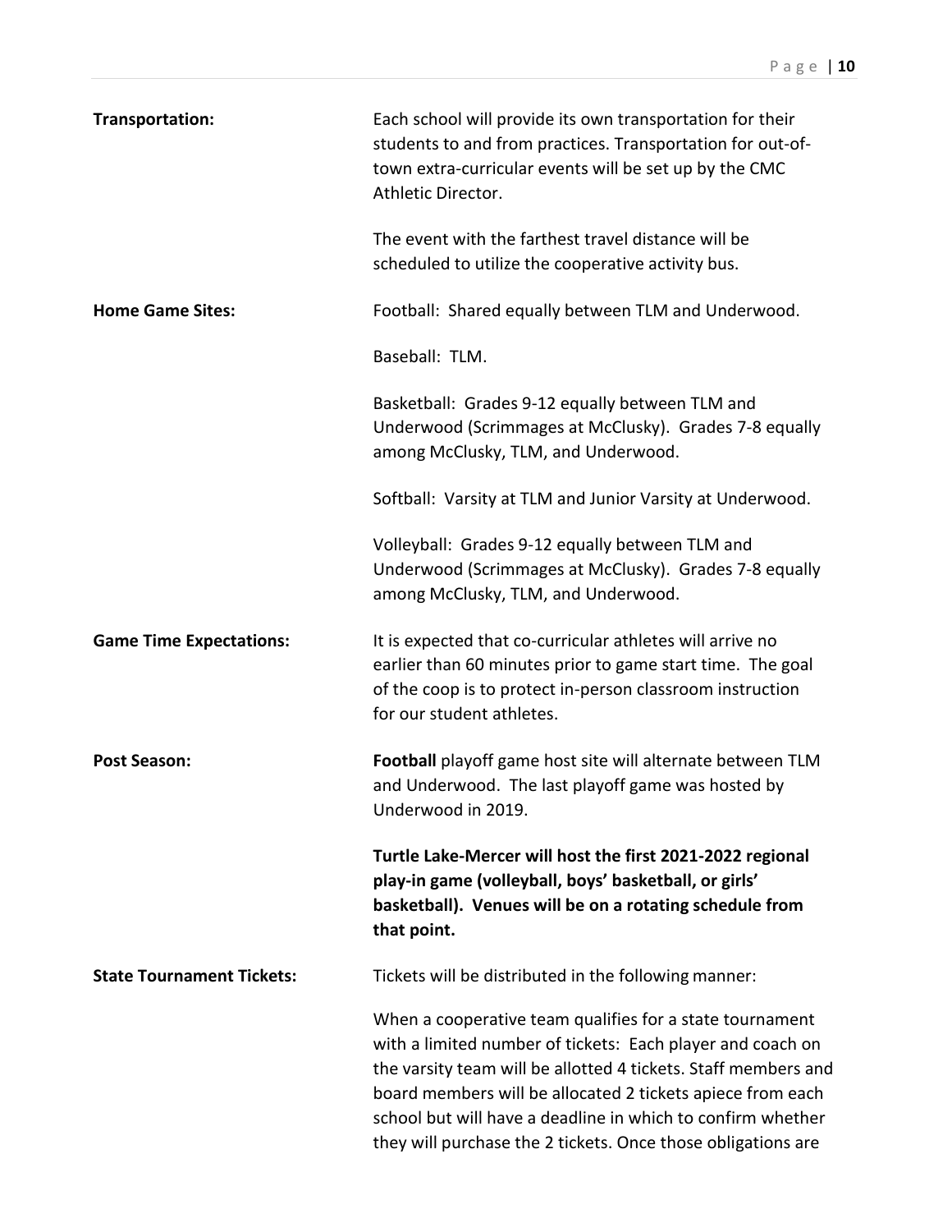**Transportation:** Each school will provide its own transportation for their students to and from practices. Transportation for out-of-town extra-curricular events will be set up by the CMC Athletic Director.

The event with the farthest travel distance will be scheduled to utilize the cooperative activity bus.

**Home Game Sites:** Football: Shared equally between TLM and Underwood.

Baseball: TLM.

Basketball: Grades 9-12 equally between TLM and Underwood (Scrimmages at McClusky). Grades 7-8 equally among McClusky, TLM, and Underwood.

Softball: Varsity at TLM and Junior Varsity at Underwood.

Volleyball: Grades 9-12 equally between TLM and Underwood (Scrimmages at McClusky). Grades 7-8 equally among McClusky, TLM, and Underwood.

**Game Time Expectations:** It is expected that co-curricular athletes will arrive no earlier than 60 minutes prior to game start time. The goal of the coop is to protect in-person classroom instruction for our student athletes.

**Post Season:** **Football** playoff game host site will alternate between TLM and Underwood. The last playoff game was hosted by Underwood in 2019.

**Turtle Lake-Mercer will host the first 2021-2022 regional play-in game (volleyball, boys' basketball, or girls' basketball). Venues will be on a rotating schedule from that point.**

**State Tournament Tickets:** Tickets will be distributed in the following manner:

When a cooperative team qualifies for a state tournament with a limited number of tickets: Each player and coach on the varsity team will be allotted 4 tickets. Staff members and board members will be allocated 2 tickets apiece from each school but will have a deadline in which to confirm whether they will purchase the 2 tickets. Once those obligations are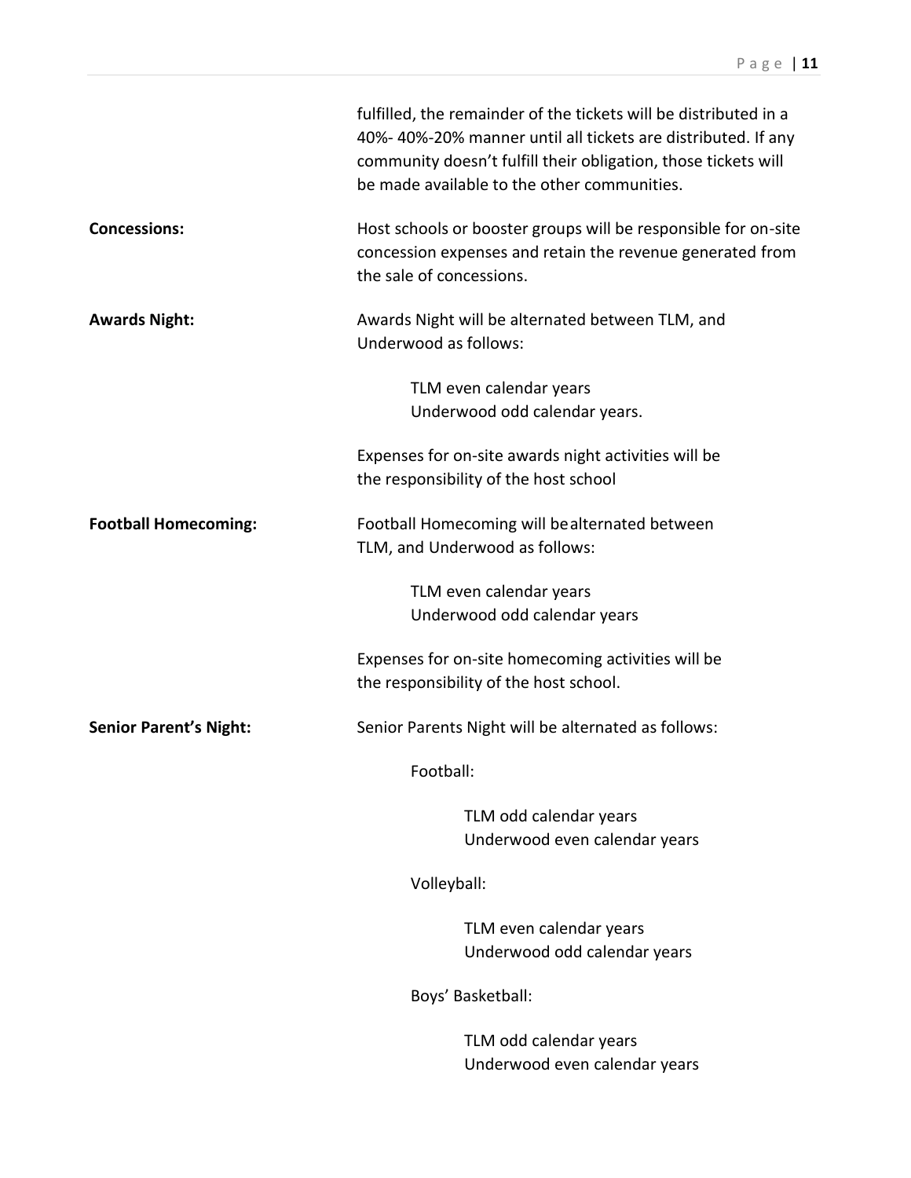fulfilled, the remainder of the tickets will be distributed in a 40%- 40%-20% manner until all tickets are distributed. If any community doesn't fulfill their obligation, those tickets will be made available to the other communities.

**Concessions:** Host schools or booster groups will be responsible for on-site concession expenses and retain the revenue generated from the sale of concessions.

**Awards Night:** Awards Night will be alternated between TLM, and Underwood as follows:

> TLM even calendar years
> Underwood odd calendar years.

Expenses for on-site awards night activities will be the responsibility of the host school

**Football Homecoming:** Football Homecoming will be alternated between TLM, and Underwood as follows:

> TLM even calendar years
> Underwood odd calendar years

Expenses for on-site homecoming activities will be the responsibility of the host school.

**Senior Parent's Night:** Senior Parents Night will be alternated as follows:

Football:

> TLM odd calendar years
> Underwood even calendar years

Volleyball:

> TLM even calendar years
> Underwood odd calendar years

Boys' Basketball:

> TLM odd calendar years
> Underwood even calendar years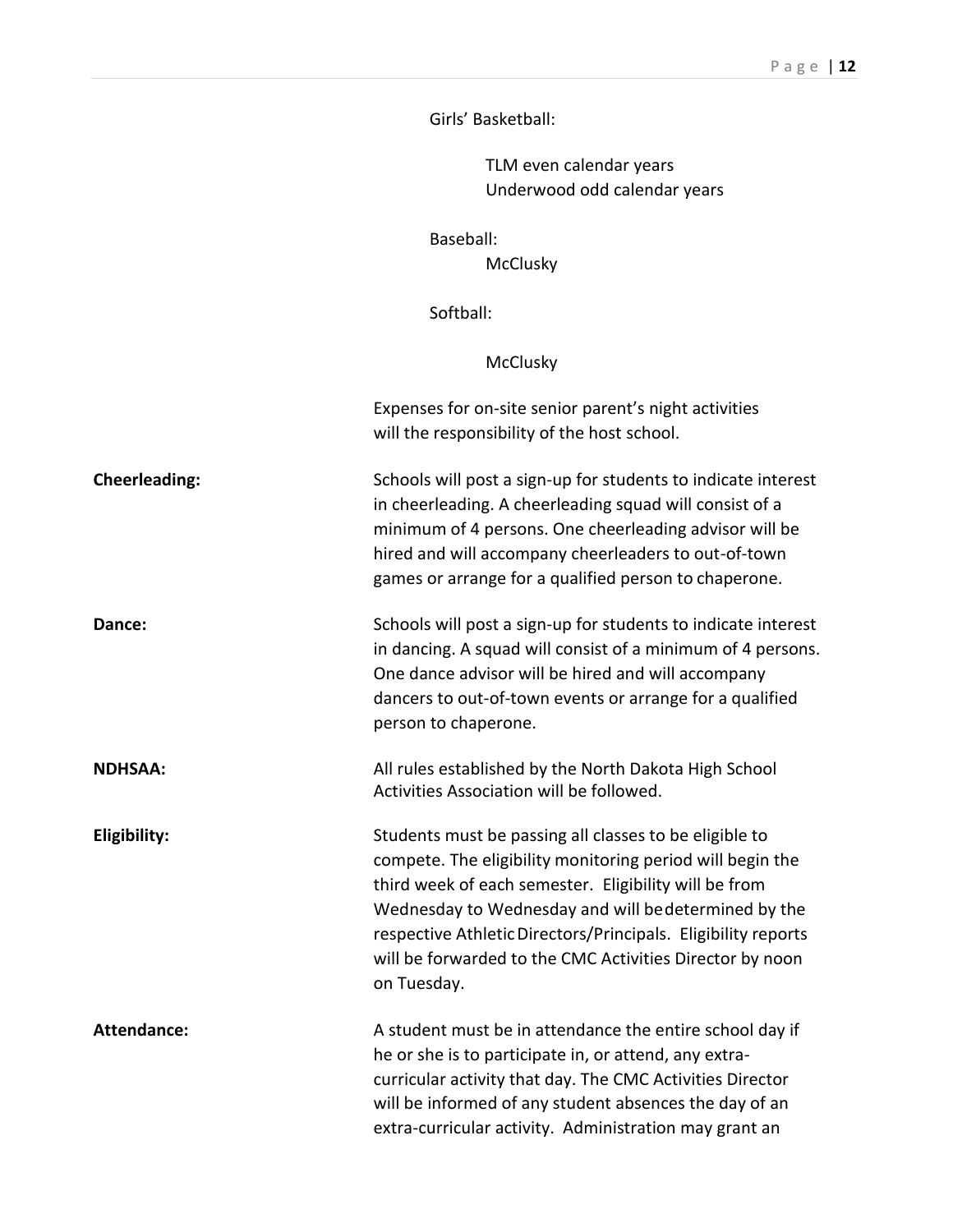Girls' Basketball:

TLM even calendar years
Underwood odd calendar years

Baseball:
McClusky

Softball:

McClusky

Expenses for on-site senior parent's night activities will the responsibility of the host school.

**Cheerleading:** Schools will post a sign-up for students to indicate interest in cheerleading. A cheerleading squad will consist of a minimum of 4 persons. One cheerleading advisor will be hired and will accompany cheerleaders to out-of-town games or arrange for a qualified person to chaperone.

**Dance:** Schools will post a sign-up for students to indicate interest in dancing. A squad will consist of a minimum of 4 persons. One dance advisor will be hired and will accompany dancers to out-of-town events or arrange for a qualified person to chaperone.

**NDHSAA:** All rules established by the North Dakota High School Activities Association will be followed.

**Eligibility:** Students must be passing all classes to be eligible to compete. The eligibility monitoring period will begin the third week of each semester. Eligibility will be from Wednesday to Wednesday and will be determined by the respective Athletic Directors/Principals. Eligibility reports will be forwarded to the CMC Activities Director by noon on Tuesday.

**Attendance:** A student must be in attendance the entire school day if he or she is to participate in, or attend, any extra-curricular activity that day. The CMC Activities Director will be informed of any student absences the day of an extra-curricular activity. Administration may grant an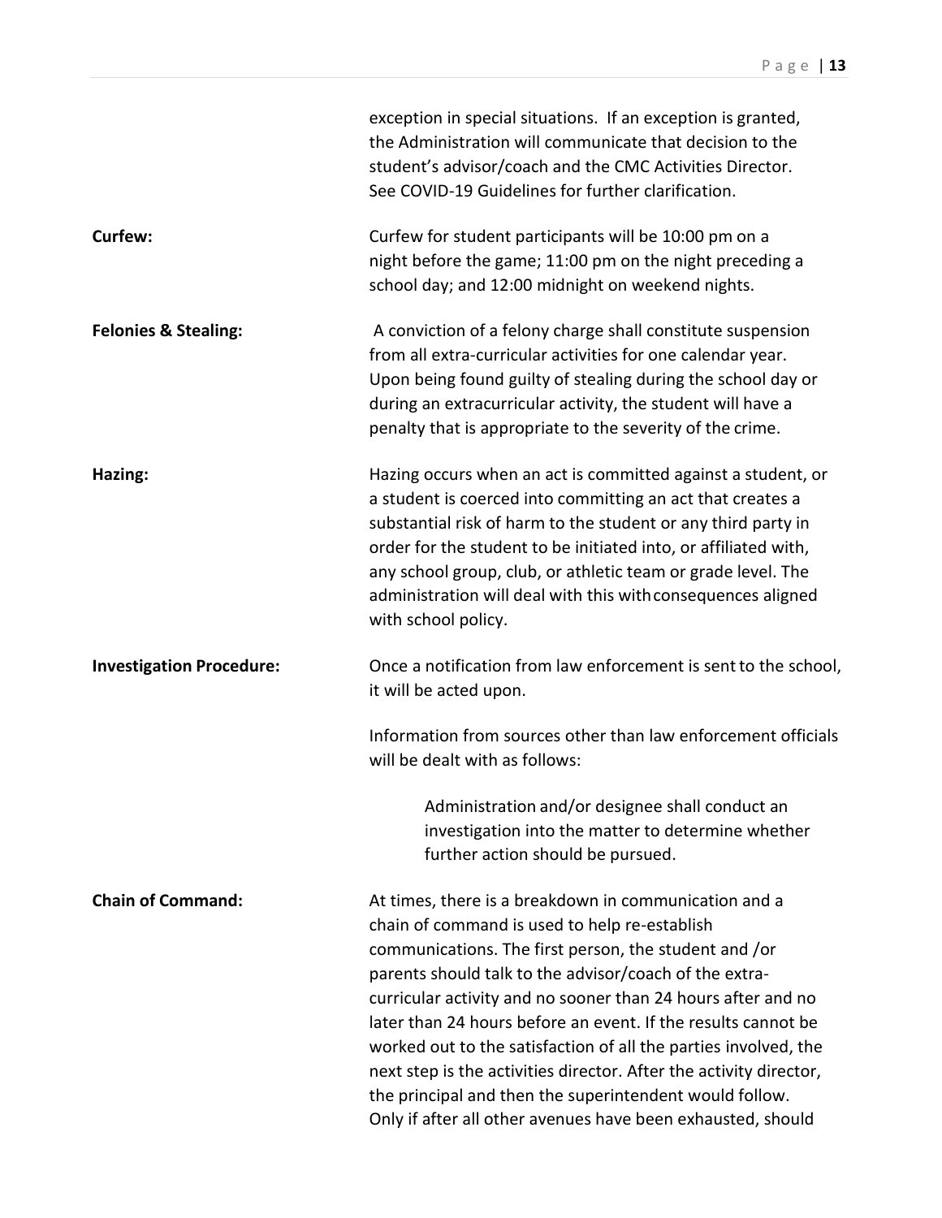exception in special situations. If an exception is granted, the Administration will communicate that decision to the student's advisor/coach and the CMC Activities Director. See COVID-19 Guidelines for further clarification.

**Curfew:** Curfew for student participants will be 10:00 pm on a night before the game; 11:00 pm on the night preceding a school day; and 12:00 midnight on weekend nights.

**Felonies & Stealing:** A conviction of a felony charge shall constitute suspension from all extra-curricular activities for one calendar year. Upon being found guilty of stealing during the school day or during an extracurricular activity, the student will have a penalty that is appropriate to the severity of the crime.

**Hazing:** Hazing occurs when an act is committed against a student, or a student is coerced into committing an act that creates a substantial risk of harm to the student or any third party in order for the student to be initiated into, or affiliated with, any school group, club, or athletic team or grade level. The administration will deal with this with consequences aligned with school policy.

**Investigation Procedure:** Once a notification from law enforcement is sent to the school, it will be acted upon.

Information from sources other than law enforcement officials will be dealt with as follows:

> Administration and/or designee shall conduct an investigation into the matter to determine whether further action should be pursued.

**Chain of Command:** At times, there is a breakdown in communication and a chain of command is used to help re-establish communications. The first person, the student and /or parents should talk to the advisor/coach of the extra-curricular activity and no sooner than 24 hours after and no later than 24 hours before an event. If the results cannot be worked out to the satisfaction of all the parties involved, the next step is the activities director. After the activity director, the principal and then the superintendent would follow. Only if after all other avenues have been exhausted, should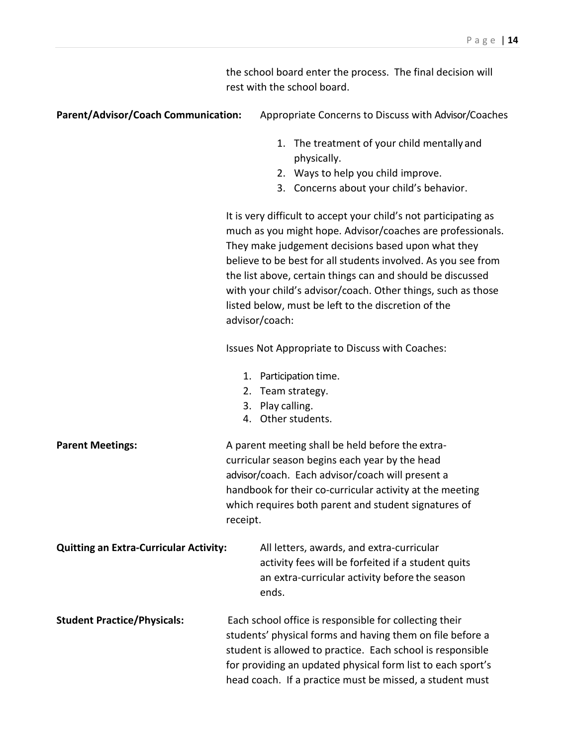the school board enter the process. The final decision will rest with the school board.

**Parent/Advisor/Coach Communication:** Appropriate Concerns to Discuss with Advisor/Coaches

1. The treatment of your child mentally and physically.
2. Ways to help you child improve.
3. Concerns about your child's behavior.

It is very difficult to accept your child's not participating as much as you might hope. Advisor/coaches are professionals. They make judgement decisions based upon what they believe to be best for all students involved. As you see from the list above, certain things can and should be discussed with your child's advisor/coach. Other things, such as those listed below, must be left to the discretion of the advisor/coach:

Issues Not Appropriate to Discuss with Coaches:

1. Participation time.
2. Team strategy.
3. Play calling.
4. Other students.

**Parent Meetings:** A parent meeting shall be held before the extra-curricular season begins each year by the head advisor/coach. Each advisor/coach will present a handbook for their co-curricular activity at the meeting which requires both parent and student signatures of receipt.

**Quitting an Extra-Curricular Activity:** All letters, awards, and extra-curricular activity fees will be forfeited if a student quits an extra-curricular activity before the season ends.

**Student Practice/Physicals:** Each school office is responsible for collecting their students' physical forms and having them on file before a student is allowed to practice. Each school is responsible for providing an updated physical form list to each sport's head coach. If a practice must be missed, a student must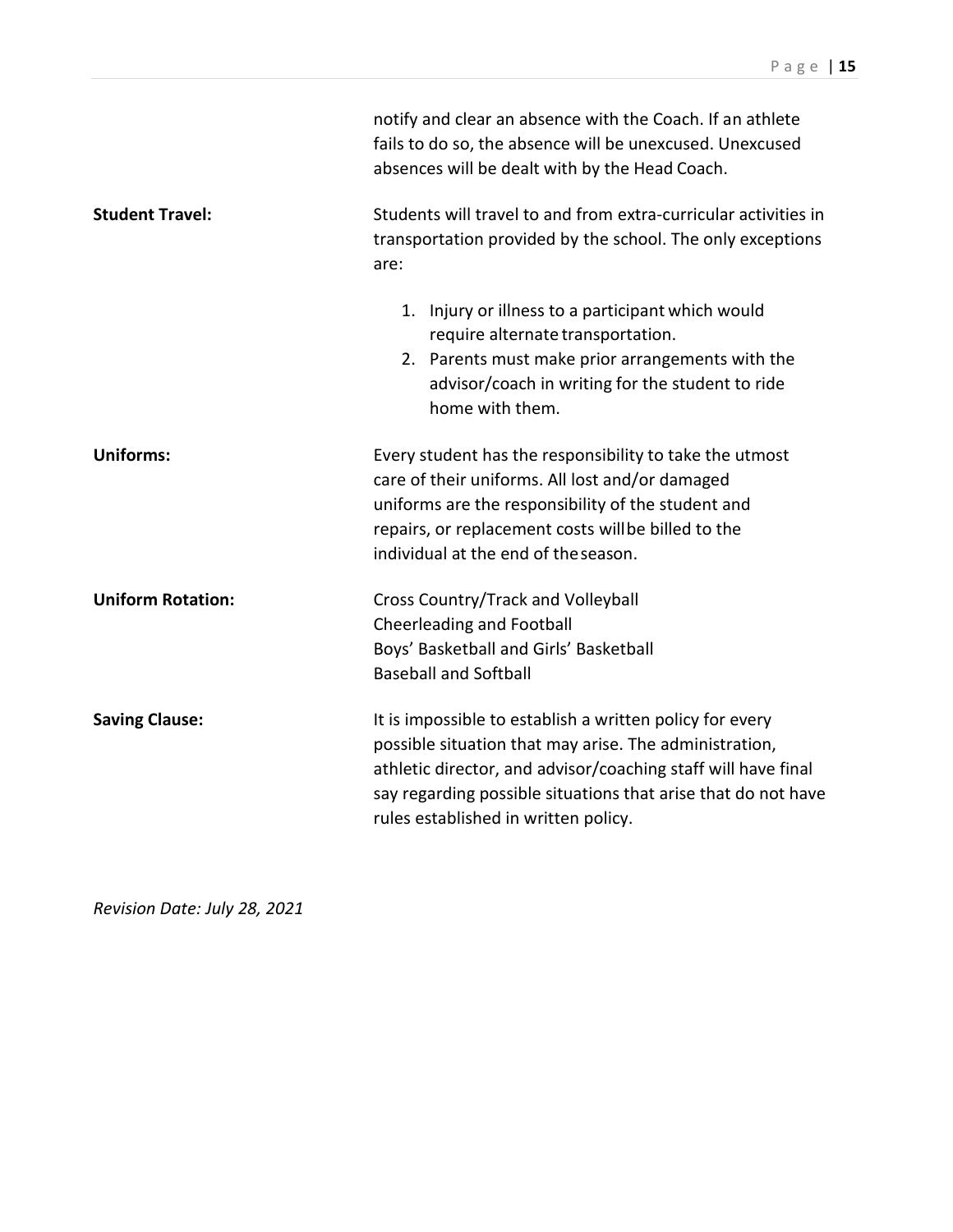notify and clear an absence with the Coach. If an athlete fails to do so, the absence will be unexcused. Unexcused absences will be dealt with by the Head Coach.

**Student Travel:** Students will travel to and from extra-curricular activities in transportation provided by the school. The only exceptions are:

1. Injury or illness to a participant which would require alternate transportation.
2. Parents must make prior arrangements with the advisor/coach in writing for the student to ride home with them.

**Uniforms:** Every student has the responsibility to take the utmost care of their uniforms. All lost and/or damaged uniforms are the responsibility of the student and repairs, or replacement costs will be billed to the individual at the end of the season.

**Uniform Rotation:**

Cross Country/Track and Volleyball
Cheerleading and Football
Boys' Basketball and Girls' Basketball
Baseball and Softball

**Saving Clause:** It is impossible to establish a written policy for every possible situation that may arise. The administration, athletic director, and advisor/coaching staff will have final say regarding possible situations that arise that do not have rules established in written policy.

*Revision Date: July 28, 2021*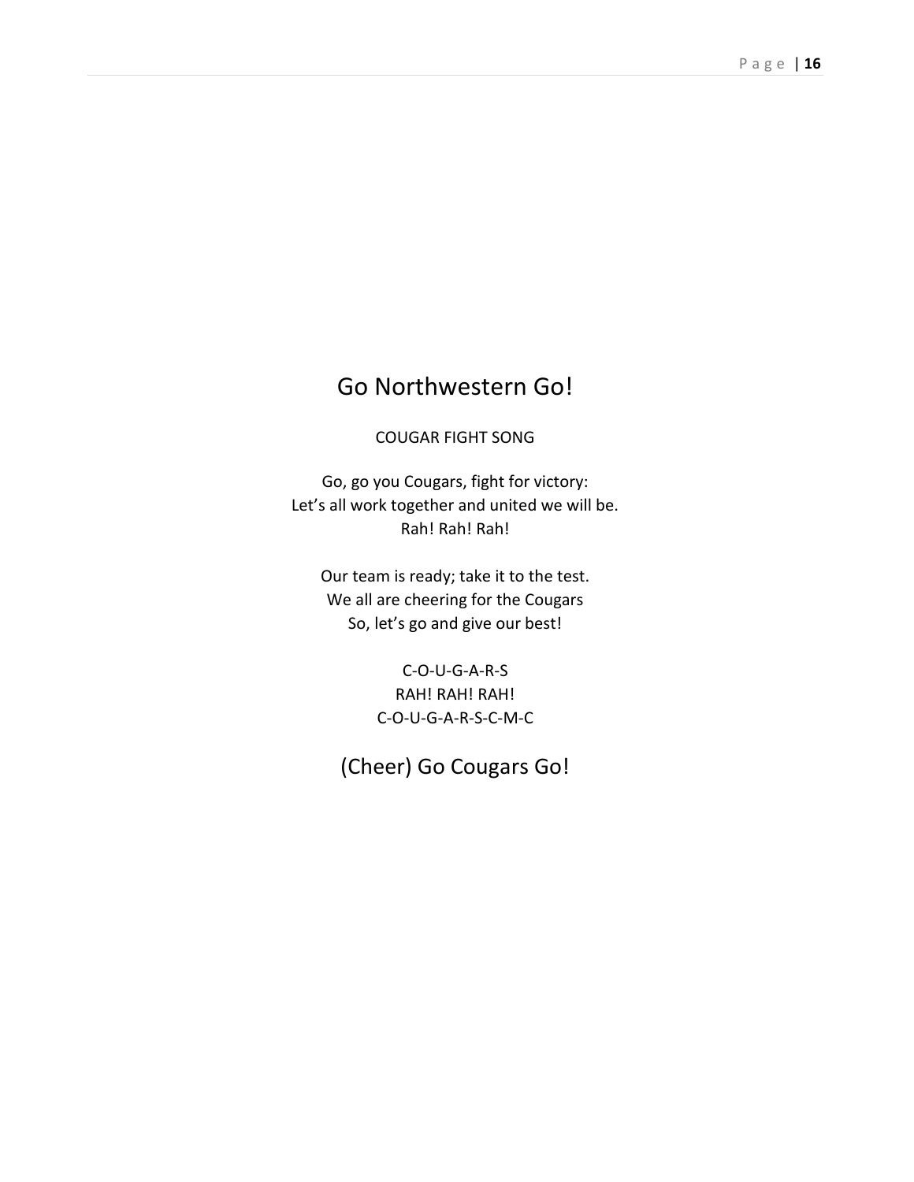# Go Northwestern Go!

COUGAR FIGHT SONG

Go, go you Cougars, fight for victory:
Let's all work together and united we will be.
Rah! Rah! Rah!

Our team is ready; take it to the test.
We all are cheering for the Cougars
So, let's go and give our best!

C-O-U-G-A-R-S
RAH! RAH! RAH!
C-O-U-G-A-R-S-C-M-C

## (Cheer) Go Cougars Go!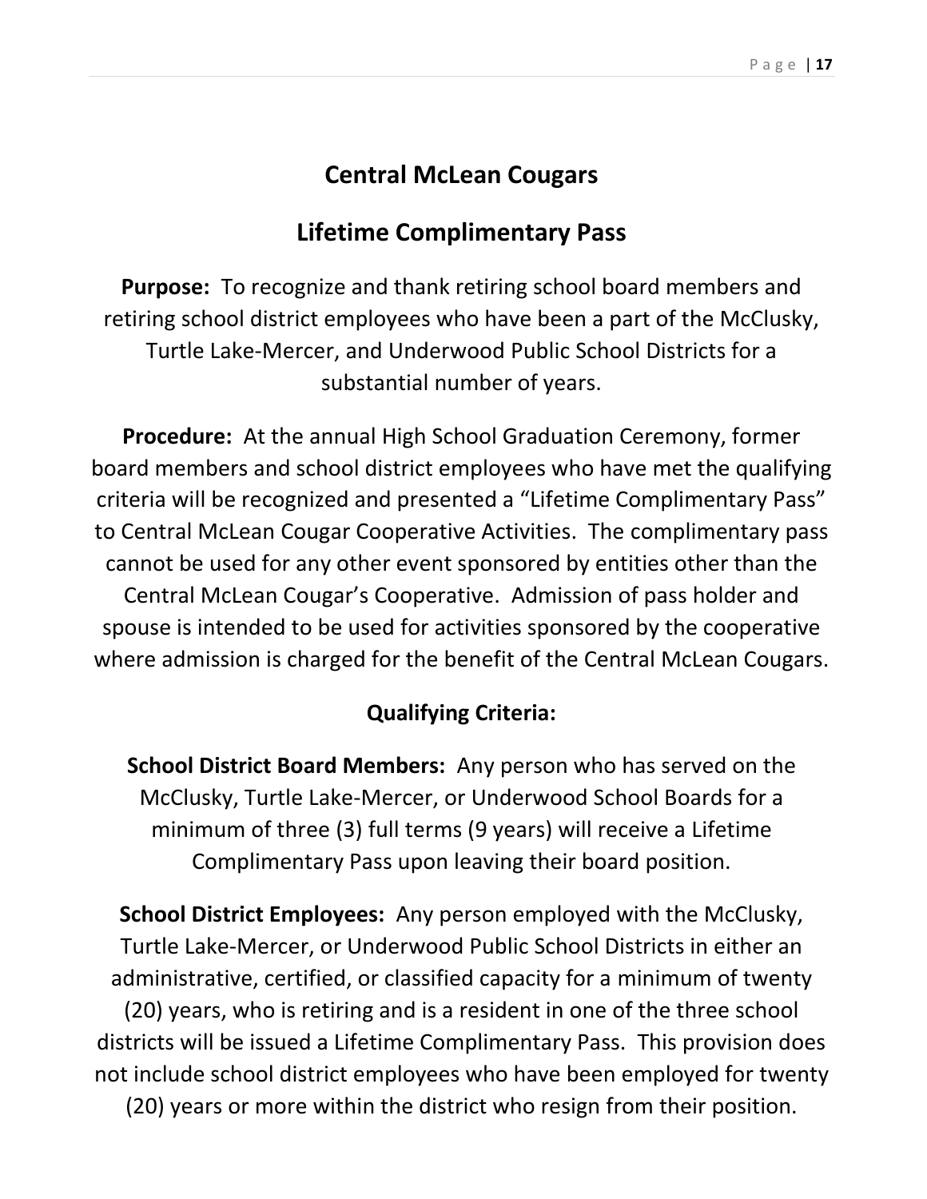# Central McLean Cougars

## Lifetime Complimentary Pass

**Purpose:** To recognize and thank retiring school board members and retiring school district employees who have been a part of the McClusky, Turtle Lake-Mercer, and Underwood Public School Districts for a substantial number of years.

**Procedure:** At the annual High School Graduation Ceremony, former board members and school district employees who have met the qualifying criteria will be recognized and presented a "Lifetime Complimentary Pass" to Central McLean Cougar Cooperative Activities. The complimentary pass cannot be used for any other event sponsored by entities other than the Central McLean Cougar's Cooperative. Admission of pass holder and spouse is intended to be used for activities sponsored by the cooperative where admission is charged for the benefit of the Central McLean Cougars.

### Qualifying Criteria:

**School District Board Members:** Any person who has served on the McClusky, Turtle Lake-Mercer, or Underwood School Boards for a minimum of three (3) full terms (9 years) will receive a Lifetime Complimentary Pass upon leaving their board position.

**School District Employees:** Any person employed with the McClusky, Turtle Lake-Mercer, or Underwood Public School Districts in either an administrative, certified, or classified capacity for a minimum of twenty (20) years, who is retiring and is a resident in one of the three school districts will be issued a Lifetime Complimentary Pass. This provision does not include school district employees who have been employed for twenty (20) years or more within the district who resign from their position.